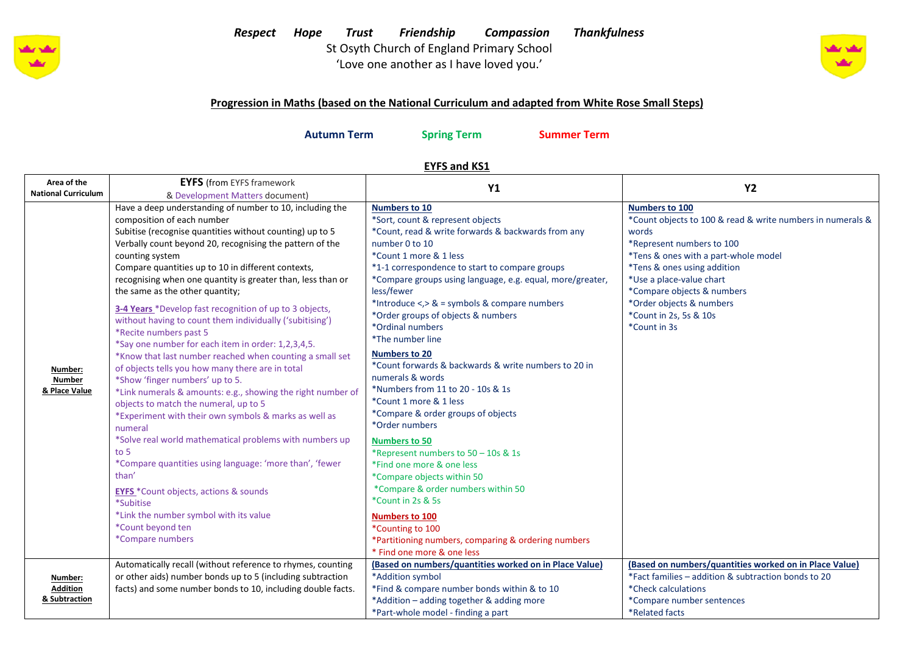*Respect Hope Trust Friendship Compassion Thankfulness*

St Osyth Church of England Primary School

'Love one another as I have loved you.'

## Progression in Maths (based on the National Curriculum and adapted from White Rose Small Steps)

**Autumn Term** **Spring Term** **Summer Term**

### EYFS and KS1

| Area of the National Curriculum | EYFS (from EYFS framework & Development Matters document) | Y1 | Y2 |
|---|---|---|---|
| **Number: Number & Place Value** | Have a deep understanding of number to 10, including the composition of each number<br>Subitise (recognise quantities without counting) up to 5<br>Verbally count beyond 20, recognising the pattern of the counting system<br>Compare quantities up to 10 in different contexts, recognising when one quantity is greater than, less than or the same as the other quantity;<br>**3-4 Years** *Develop fast recognition of up to 3 objects, without having to count them individually ('subitising')<br>*Recite numbers past 5<br>*Say one number for each item in order: 1,2,3,4,5.<br>*Know that last number reached when counting a small set of objects tells you how many there are in total<br>*Show 'finger numbers' up to 5.<br>*Link numerals & amounts: e.g., showing the right number of objects to match the numeral, up to 5<br>*Experiment with their own symbols & marks as well as numeral<br>*Solve real world mathematical problems with numbers up to 5<br>*Compare quantities using language: 'more than', 'fewer than'<br>**EYFS** *Count objects, actions & sounds<br>*Subitise<br>*Link the number symbol with its value<br>*Count beyond ten<br>*Compare numbers | **Numbers to 10**<br>*Sort, count & represent objects<br>*Count, read & write forwards & backwards from any number 0 to 10<br>*Count 1 more & 1 less<br>*1-1 correspondence to start to compare groups<br>*Compare groups using language, e.g. equal, more/greater, less/fewer<br>*Introduce <,> & = symbols & compare numbers<br>*Order groups of objects & numbers<br>*Ordinal numbers<br>*The number line<br>**Numbers to 20**<br>*Count forwards & backwards & write numbers to 20 in numerals & words<br>*Numbers from 11 to 20 - 10s & 1s<br>*Count 1 more & 1 less<br>*Compare & order groups of objects<br>*Order numbers<br>**Numbers to 50**<br>*Represent numbers to 50 – 10s & 1s<br>*Find one more & one less<br>*Compare objects within 50<br>*Compare & order numbers within 50<br>*Count in 2s & 5s<br>**Numbers to 100**<br>*Counting to 100<br>*Partitioning numbers, comparing & ordering numbers<br>* Find one more & one less | **Numbers to 100**<br>*Count objects to 100 & read & write numbers in numerals & words<br>*Represent numbers to 100<br>*Tens & ones with a part-whole model<br>*Tens & ones using addition<br>*Use a place-value chart<br>*Compare objects & numbers<br>*Order objects & numbers<br>*Count in 2s, 5s & 10s<br>*Count in 3s |
| **Number: Addition & Subtraction** | Automatically recall (without reference to rhymes, counting or other aids) number bonds up to 5 (including subtraction facts) and some number bonds to 10, including double facts. | **(Based on numbers/quantities worked on in Place Value)**<br>*Addition symbol<br>*Find & compare number bonds within & to 10<br>*Addition – adding together & adding more<br>*Part-whole model - finding a part | **(Based on numbers/quantities worked on in Place Value)**<br>*Fact families – addition & subtraction bonds to 20<br>*Check calculations<br>*Compare number sentences<br>*Related facts |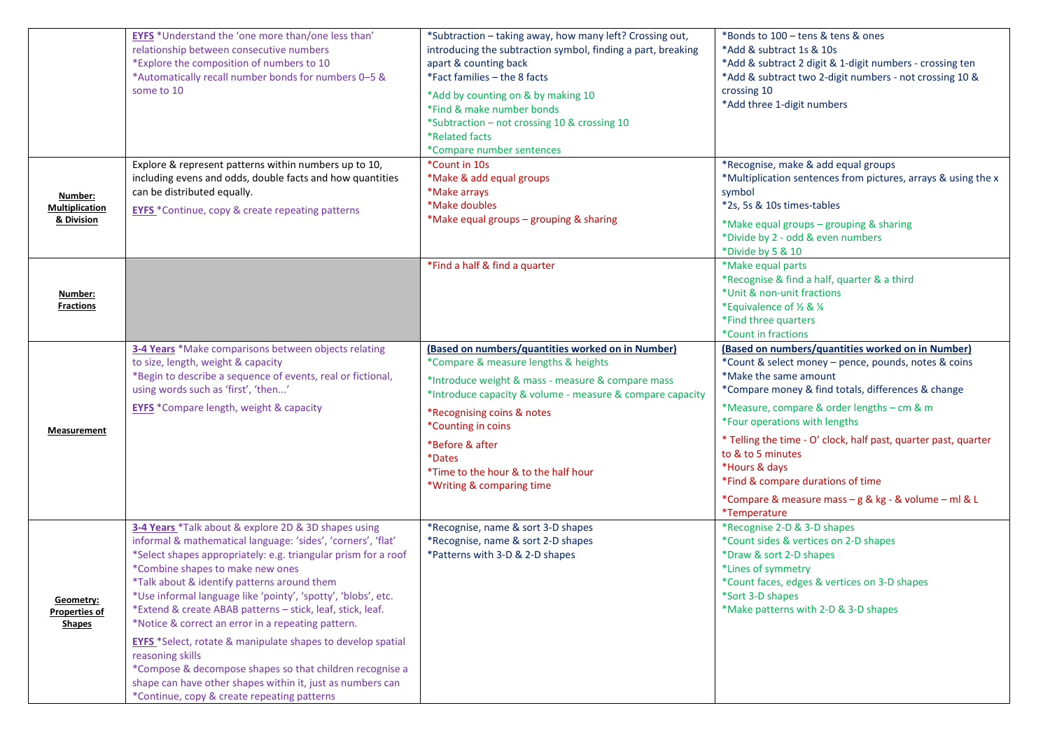| | | | |
|---|---|---|---|
| | **EYFS** *Understand the 'one more than/one less than' relationship between consecutive numbers<br>*Explore the composition of numbers to 10<br>*Automatically recall number bonds for numbers 0–5 & some to 10 | *Subtraction – taking away, how many left? Crossing out, introducing the subtraction symbol, finding a part, breaking apart & counting back<br>*Fact families – the 8 facts<br>*Add by counting on & by making 10<br>*Find & make number bonds<br>*Subtraction – not crossing 10 & crossing 10<br>*Related facts<br>*Compare number sentences | *Bonds to 100 – tens & tens & ones<br>*Add & subtract 1s & 10s<br>*Add & subtract 2 digit & 1-digit numbers - crossing ten<br>*Add & subtract two 2-digit numbers - not crossing 10 & crossing 10<br>*Add three 1-digit numbers |
| **Number: Multiplication & Division** | Explore & represent patterns within numbers up to 10, including evens and odds, double facts and how quantities can be distributed equally.<br>**EYFS** *Continue, copy & create repeating patterns | *Count in 10s<br>*Make & add equal groups<br>*Make arrays<br>*Make doubles<br>*Make equal groups – grouping & sharing | *Recognise, make & add equal groups<br>*Multiplication sentences from pictures, arrays & using the x symbol<br>*2s, 5s & 10s times-tables<br>*Make equal groups – grouping & sharing<br>*Divide by 2 - odd & even numbers<br>*Divide by 5 & 10 |
| **Number: Fractions** | | *Find a half & find a quarter | *Make equal parts<br>*Recognise & find a half, quarter & a third<br>*Unit & non-unit fractions<br>*Equivalence of ½ & ¼<br>*Find three quarters<br>*Count in fractions |
| **Measurement** | **3-4 Years** *Make comparisons between objects relating to size, length, weight & capacity<br>*Begin to describe a sequence of events, real or fictional, using words such as 'first', 'then...'<br>**EYFS** *Compare length, weight & capacity | **(Based on numbers/quantities worked on in Number)**<br>*Compare & measure lengths & heights<br>*Introduce weight & mass - measure & compare mass<br>*Introduce capacity & volume - measure & compare capacity<br>*Recognising coins & notes<br>*Counting in coins<br>*Before & after<br>*Dates<br>*Time to the hour & to the half hour<br>*Writing & comparing time | **(Based on numbers/quantities worked on in Number)**<br>*Count & select money – pence, pounds, notes & coins<br>*Make the same amount<br>*Compare money & find totals, differences & change<br>*Measure, compare & order lengths – cm & m<br>*Four operations with lengths<br>* Telling the time - O' clock, half past, quarter past, quarter to & to 5 minutes<br>*Hours & days<br>*Find & compare durations of time<br>*Compare & measure mass – g & kg - & volume – ml & L<br>*Temperature |
| **Geometry: Properties of Shapes** | **3-4 Years** *Talk about & explore 2D & 3D shapes using informal & mathematical language: 'sides', 'corners', 'flat'<br>*Select shapes appropriately: e.g. triangular prism for a roof<br>*Combine shapes to make new ones<br>*Talk about & identify patterns around them<br>*Use informal language like 'pointy', 'spotty', 'blobs', etc.<br>*Extend & create ABAB patterns – stick, leaf, stick, leaf.<br>*Notice & correct an error in a repeating pattern.<br>**EYFS** *Select, rotate & manipulate shapes to develop spatial reasoning skills<br>*Compose & decompose shapes so that children recognise a shape can have other shapes within it, just as numbers can<br>*Continue, copy & create repeating patterns | *Recognise, name & sort 3-D shapes<br>*Recognise, name & sort 2-D shapes<br>*Patterns with 3-D & 2-D shapes | *Recognise 2-D & 3-D shapes<br>*Count sides & vertices on 2-D shapes<br>*Draw & sort 2-D shapes<br>*Lines of symmetry<br>*Count faces, edges & vertices on 3-D shapes<br>*Sort 3-D shapes<br>*Make patterns with 2-D & 3-D shapes |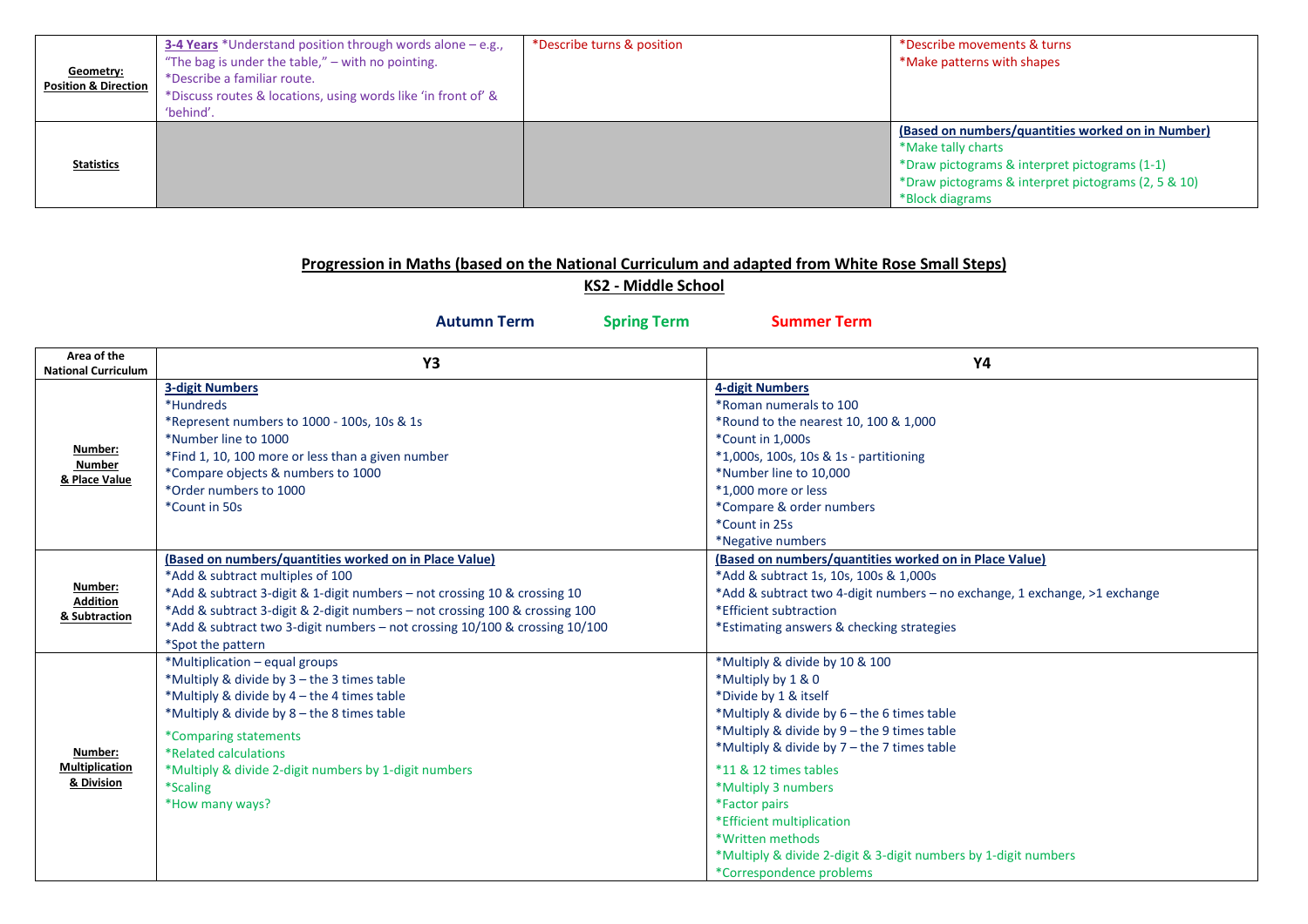| | | | |
|---|---|---|---|
| **Geometry: Position & Direction** | **3-4 Years** *Understand position through words alone – e.g., "The bag is under the table," – with no pointing.<br>*Describe a familiar route.<br>*Discuss routes & locations, using words like 'in front of' & 'behind'. | *Describe turns & position | *Describe movements & turns<br>*Make patterns with shapes |
| **Statistics** | | | **(Based on numbers/quantities worked on in Number)**<br>*Make tally charts<br>*Draw pictograms & interpret pictograms (1-1)<br>*Draw pictograms & interpret pictograms (2, 5 & 10)<br>*Block diagrams |

## Progression in Maths (based on the National Curriculum and adapted from White Rose Small Steps)

## KS2 - Middle School

**Autumn Term** **Spring Term** **Summer Term**

| Area of the National Curriculum | Y3 | Y4 |
|---|---|---|
| **Number: Number & Place Value** | **3-digit Numbers**<br>*Hundreds<br>*Represent numbers to 1000 - 100s, 10s & 1s<br>*Number line to 1000<br>*Find 1, 10, 100 more or less than a given number<br>*Compare objects & numbers to 1000<br>*Order numbers to 1000<br>*Count in 50s | **4-digit Numbers**<br>*Roman numerals to 100<br>*Round to the nearest 10, 100 & 1,000<br>*Count in 1,000s<br>*1,000s, 100s, 10s & 1s - partitioning<br>*Number line to 10,000<br>*1,000 more or less<br>*Compare & order numbers<br>*Count in 25s<br>*Negative numbers |
| **Number: Addition & Subtraction** | **(Based on numbers/quantities worked on in Place Value)**<br>*Add & subtract multiples of 100<br>*Add & subtract 3-digit & 1-digit numbers – not crossing 10 & crossing 10<br>*Add & subtract 3-digit & 2-digit numbers – not crossing 100 & crossing 100<br>*Add & subtract two 3-digit numbers – not crossing 10/100 & crossing 10/100<br>*Spot the pattern | **(Based on numbers/quantities worked on in Place Value)**<br>*Add & subtract 1s, 10s, 100s & 1,000s<br>*Add & subtract two 4-digit numbers – no exchange, 1 exchange, >1 exchange<br>*Efficient subtraction<br>*Estimating answers & checking strategies |
| **Number: Multiplication & Division** | *Multiplication – equal groups<br>*Multiply & divide by 3 – the 3 times table<br>*Multiply & divide by 4 – the 4 times table<br>*Multiply & divide by 8 – the 8 times table<br>*Comparing statements<br>*Related calculations<br>*Multiply & divide 2-digit numbers by 1-digit numbers<br>*Scaling<br>*How many ways? | *Multiply & divide by 10 & 100<br>*Multiply by 1 & 0<br>*Divide by 1 & itself<br>*Multiply & divide by 6 – the 6 times table<br>*Multiply & divide by 9 – the 9 times table<br>*Multiply & divide by 7 – the 7 times table<br>*11 & 12 times tables<br>*Multiply 3 numbers<br>*Factor pairs<br>*Efficient multiplication<br>*Written methods<br>*Multiply & divide 2-digit & 3-digit numbers by 1-digit numbers<br>*Correspondence problems |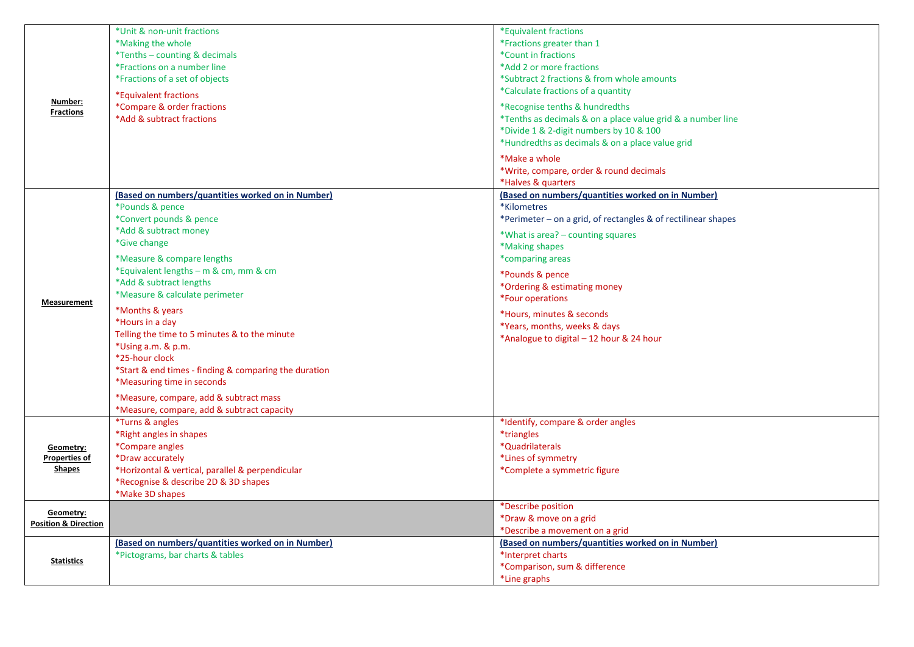| | | |
|---|---|---|
| **Number: Fractions** | *Unit & non-unit fractions<br>*Making the whole<br>*Tenths – counting & decimals<br>*Fractions on a number line<br>*Fractions of a set of objects<br>*Equivalent fractions<br>*Compare & order fractions<br>*Add & subtract fractions | *Equivalent fractions<br>*Fractions greater than 1<br>*Count in fractions<br>*Add 2 or more fractions<br>*Subtract 2 fractions & from whole amounts<br>*Calculate fractions of a quantity<br>*Recognise tenths & hundredths<br>*Tenths as decimals & on a place value grid & a number line<br>*Divide 1 & 2-digit numbers by 10 & 100<br>*Hundredths as decimals & on a place value grid<br>*Make a whole<br>*Write, compare, order & round decimals<br>*Halves & quarters |
| **Measurement** | **(Based on numbers/quantities worked on in Number)**<br>*Pounds & pence<br>*Convert pounds & pence<br>*Add & subtract money<br>*Give change<br>*Measure & compare lengths<br>*Equivalent lengths – m & cm, mm & cm<br>*Add & subtract lengths<br>*Measure & calculate perimeter<br>*Months & years<br>*Hours in a day<br>Telling the time to 5 minutes & to the minute<br>*Using a.m. & p.m.<br>*25-hour clock<br>*Start & end times - finding & comparing the duration<br>*Measuring time in seconds<br>*Measure, compare, add & subtract mass<br>*Measure, compare, add & subtract capacity | **(Based on numbers/quantities worked on in Number)**<br>*Kilometres<br>*Perimeter – on a grid, of rectangles & of rectilinear shapes<br>*What is area? – counting squares<br>*Making shapes<br>*comparing areas<br>*Pounds & pence<br>*Ordering & estimating money<br>*Four operations<br>*Hours, minutes & seconds<br>*Years, months, weeks & days<br>*Analogue to digital – 12 hour & 24 hour |
| **Geometry: Properties of Shapes** | *Turns & angles<br>*Right angles in shapes<br>*Compare angles<br>*Draw accurately<br>*Horizontal & vertical, parallel & perpendicular<br>*Recognise & describe 2D & 3D shapes<br>*Make 3D shapes | *Identify, compare & order angles<br>*triangles<br>*Quadrilaterals<br>*Lines of symmetry<br>*Complete a symmetric figure |
| **Geometry: Position & Direction** | | *Describe position<br>*Draw & move on a grid<br>*Describe a movement on a grid |
| **Statistics** | **(Based on numbers/quantities worked on in Number)**<br>*Pictograms, bar charts & tables | **(Based on numbers/quantities worked on in Number)**<br>*Interpret charts<br>*Comparison, sum & difference<br>*Line graphs |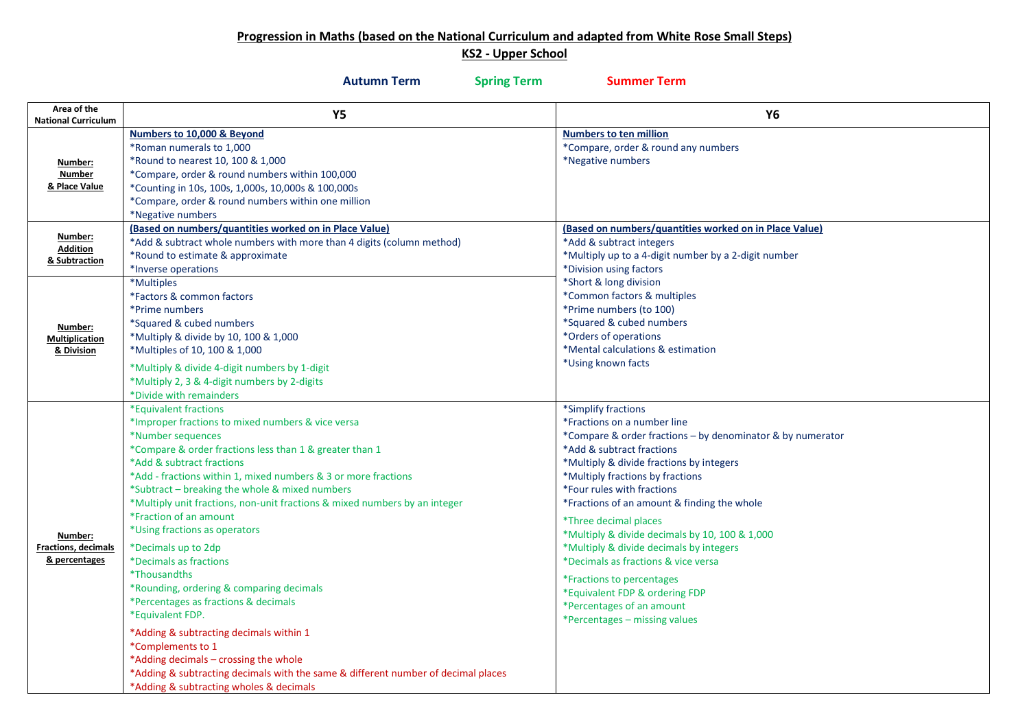**Progression in Maths (based on the National Curriculum and adapted from White Rose Small Steps)**

**KS2 - Upper School**

Autumn Term    Spring Term    Summer Term

| Area of the National Curriculum | Y5 | Y6 |
|---|---|---|
| **Number: Number & Place Value** | **Numbers to 10,000 & Beyond**<br>*Roman numerals to 1,000<br>*Round to nearest 10, 100 & 1,000<br>*Compare, order & round numbers within 100,000<br>*Counting in 10s, 100s, 1,000s, 10,000s & 100,000s<br>*Compare, order & round numbers within one million<br>*Negative numbers | **Numbers to ten million**<br>*Compare, order & round any numbers<br>*Negative numbers |
| **Number: Addition & Subtraction** | **(Based on numbers/quantities worked on in Place Value)**<br>*Add & subtract whole numbers with more than 4 digits (column method)<br>*Round to estimate & approximate<br>*Inverse operations | **(Based on numbers/quantities worked on in Place Value)**<br>*Add & subtract integers<br>*Multiply up to a 4-digit number by a 2-digit number<br>*Division using factors<br>*Short & long division<br>*Common factors & multiples<br>*Prime numbers (to 100)<br>*Squared & cubed numbers<br>*Orders of operations<br>*Mental calculations & estimation<br>*Using known facts |
| **Number: Multiplication & Division** | *Multiples<br>*Factors & common factors<br>*Prime numbers<br>*Squared & cubed numbers<br>*Multiply & divide by 10, 100 & 1,000<br>*Multiples of 10, 100 & 1,000<br>*Multiply & divide 4-digit numbers by 1-digit<br>*Multiply 2, 3 & 4-digit numbers by 2-digits<br>*Divide with remainders | |
| **Number: Fractions, decimals & percentages** | *Equivalent fractions<br>*Improper fractions to mixed numbers & vice versa<br>*Number sequences<br>*Compare & order fractions less than 1 & greater than 1<br>*Add & subtract fractions<br>*Add - fractions within 1, mixed numbers & 3 or more fractions<br>*Subtract – breaking the whole & mixed numbers<br>*Multiply unit fractions, non-unit fractions & mixed numbers by an integer<br>*Fraction of an amount<br>*Using fractions as operators<br>*Decimals up to 2dp<br>*Decimals as fractions<br>*Thousandths<br>*Rounding, ordering & comparing decimals<br>*Percentages as fractions & decimals<br>*Equivalent FDP.<br>*Adding & subtracting decimals within 1<br>*Complements to 1<br>*Adding decimals – crossing the whole<br>*Adding & subtracting decimals with the same & different number of decimal places<br>*Adding & subtracting wholes & decimals | *Simplify fractions<br>*Fractions on a number line<br>*Compare & order fractions – by denominator & by numerator<br>*Add & subtract fractions<br>*Multiply & divide fractions by integers<br>*Multiply fractions by fractions<br>*Four rules with fractions<br>*Fractions of an amount & finding the whole<br>*Three decimal places<br>*Multiply & divide decimals by 10, 100 & 1,000<br>*Multiply & divide decimals by integers<br>*Decimals as fractions & vice versa<br>*Fractions to percentages<br>*Equivalent FDP & ordering FDP<br>*Percentages of an amount<br>*Percentages – missing values |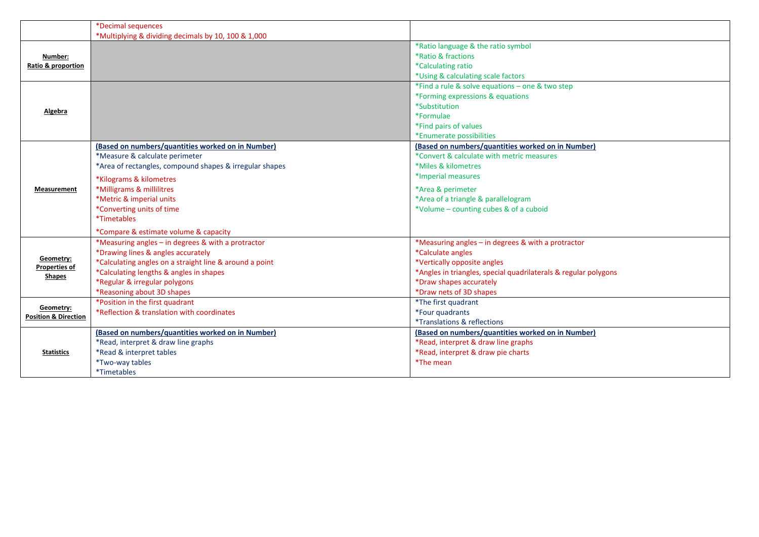| | | |
|---|---|---|
| | *Decimal sequences<br>*Multiplying & dividing decimals by 10, 100 & 1,000 | |
| **Number: Ratio & proportion** | | *Ratio language & the ratio symbol<br>*Ratio & fractions<br>*Calculating ratio<br>*Using & calculating scale factors |
| **Algebra** | | *Find a rule & solve equations – one & two step<br>*Forming expressions & equations<br>*Substitution<br>*Formulae<br>*Find pairs of values<br>*Enumerate possibilities |
| **Measurement** | **(Based on numbers/quantities worked on in Number)**<br>*Measure & calculate perimeter<br>*Area of rectangles, compound shapes & irregular shapes<br>*Kilograms & kilometres<br>*Milligrams & millilitres<br>*Metric & imperial units<br>*Converting units of time<br>*Timetables<br>*Compare & estimate volume & capacity | **(Based on numbers/quantities worked on in Number)**<br>*Convert & calculate with metric measures<br>*Miles & kilometres<br>*Imperial measures<br>*Area & perimeter<br>*Area of a triangle & parallelogram<br>*Volume – counting cubes & of a cuboid |
| **Geometry: Properties of Shapes** | *Measuring angles – in degrees & with a protractor<br>*Drawing lines & angles accurately<br>*Calculating angles on a straight line & around a point<br>*Calculating lengths & angles in shapes<br>*Regular & irregular polygons<br>*Reasoning about 3D shapes | *Measuring angles – in degrees & with a protractor<br>*Calculate angles<br>*Vertically opposite angles<br>*Angles in triangles, special quadrilaterals & regular polygons<br>*Draw shapes accurately<br>*Draw nets of 3D shapes |
| **Geometry: Position & Direction** | *Position in the first quadrant<br>*Reflection & translation with coordinates | *The first quadrant<br>*Four quadrants<br>*Translations & reflections |
| **Statistics** | **(Based on numbers/quantities worked on in Number)**<br>*Read, interpret & draw line graphs<br>*Read & interpret tables<br>*Two-way tables<br>*Timetables | **(Based on numbers/quantities worked on in Number)**<br>*Read, interpret & draw line graphs<br>*Read, interpret & draw pie charts<br>*The mean |